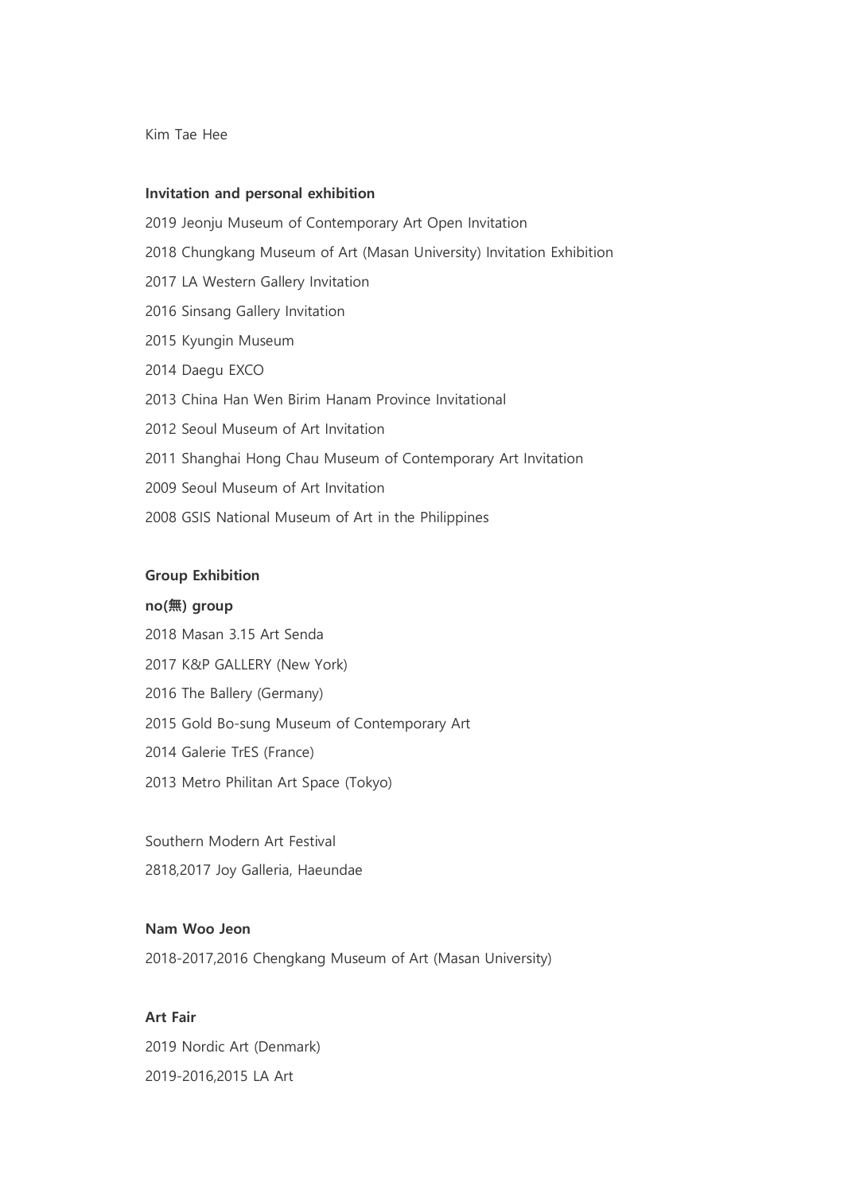Kim Tae Hee

**Invitation and personal exhibition**

2019 Jeonju Museum of Contemporary Art Open Invitation

2018 Chungkang Museum of Art (Masan University) Invitation Exhibition

2017 LA Western Gallery Invitation

2016 Sinsang Gallery Invitation

2015 Kyungin Museum

2014 Daegu EXCO

2013 China Han Wen Birim Hanam Province Invitational

2012 Seoul Museum of Art Invitation

2011 Shanghai Hong Chau Museum of Contemporary Art Invitation

2009 Seoul Museum of Art Invitation

2008 GSIS National Museum of Art in the Philippines

**Group Exhibition**

**no(無) group**

2018 Masan 3.15 Art Senda

2017 K&P GALLERY (New York)

2016 The Ballery (Germany)

2015 Gold Bo-sung Museum of Contemporary Art

2014 Galerie TrES (France)

2013 Metro Philitan Art Space (Tokyo)

Southern Modern Art Festival

2818,2017 Joy Galleria, Haeundae

**Nam Woo Jeon**

2018-2017,2016 Chengkang Museum of Art (Masan University)

**Art Fair**

2019 Nordic Art (Denmark)

2019-2016,2015 LA Art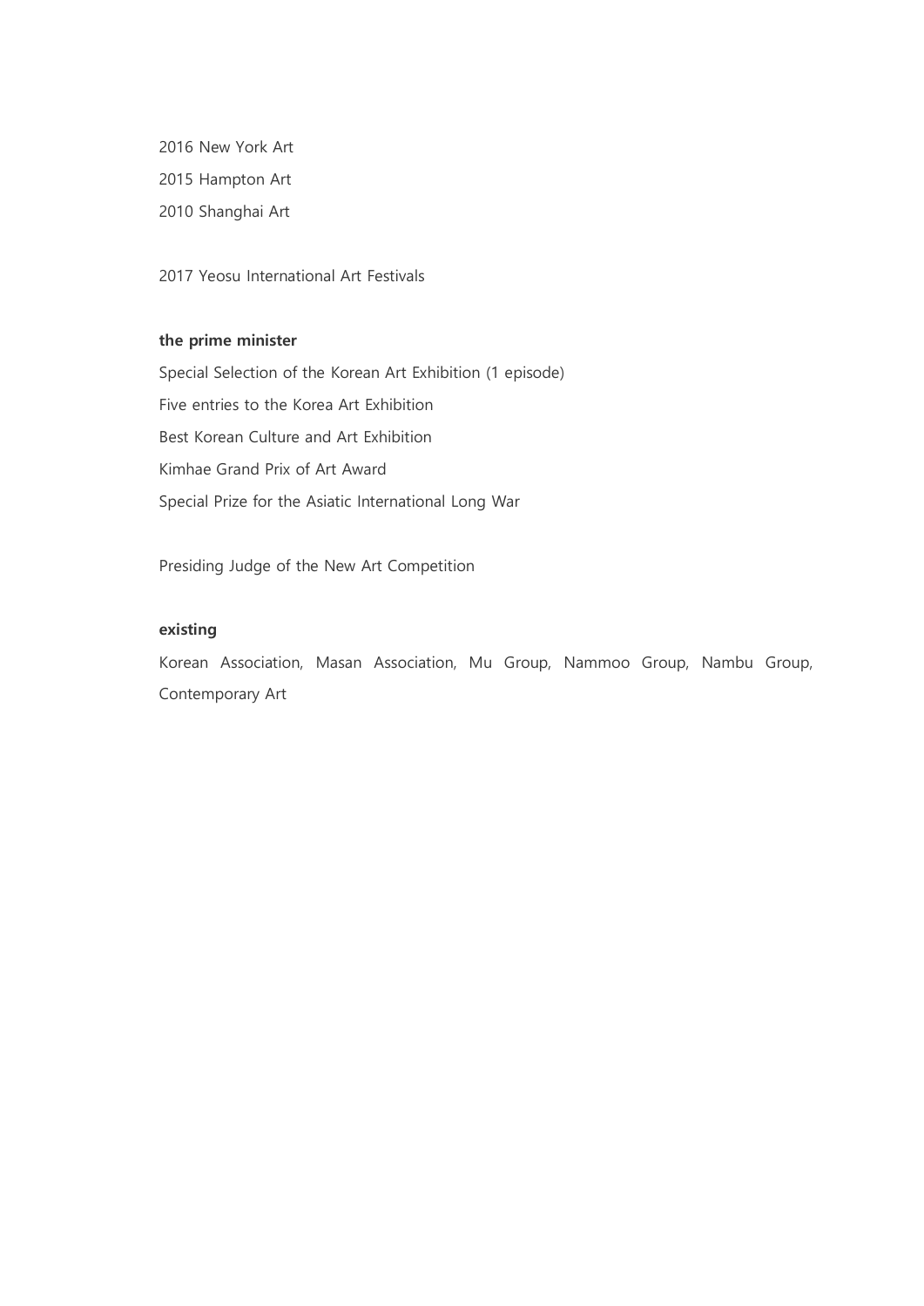2016 New York Art

2015 Hampton Art

2010 Shanghai Art

2017 Yeosu International Art Festivals

**the prime minister**

Special Selection of the Korean Art Exhibition (1 episode)

Five entries to the Korea Art Exhibition

Best Korean Culture and Art Exhibition

Kimhae Grand Prix of Art Award

Special Prize for the Asiatic International Long War

Presiding Judge of the New Art Competition

**existing**

Korean Association, Masan Association, Mu Group, Nammoo Group, Nambu Group, Contemporary Art